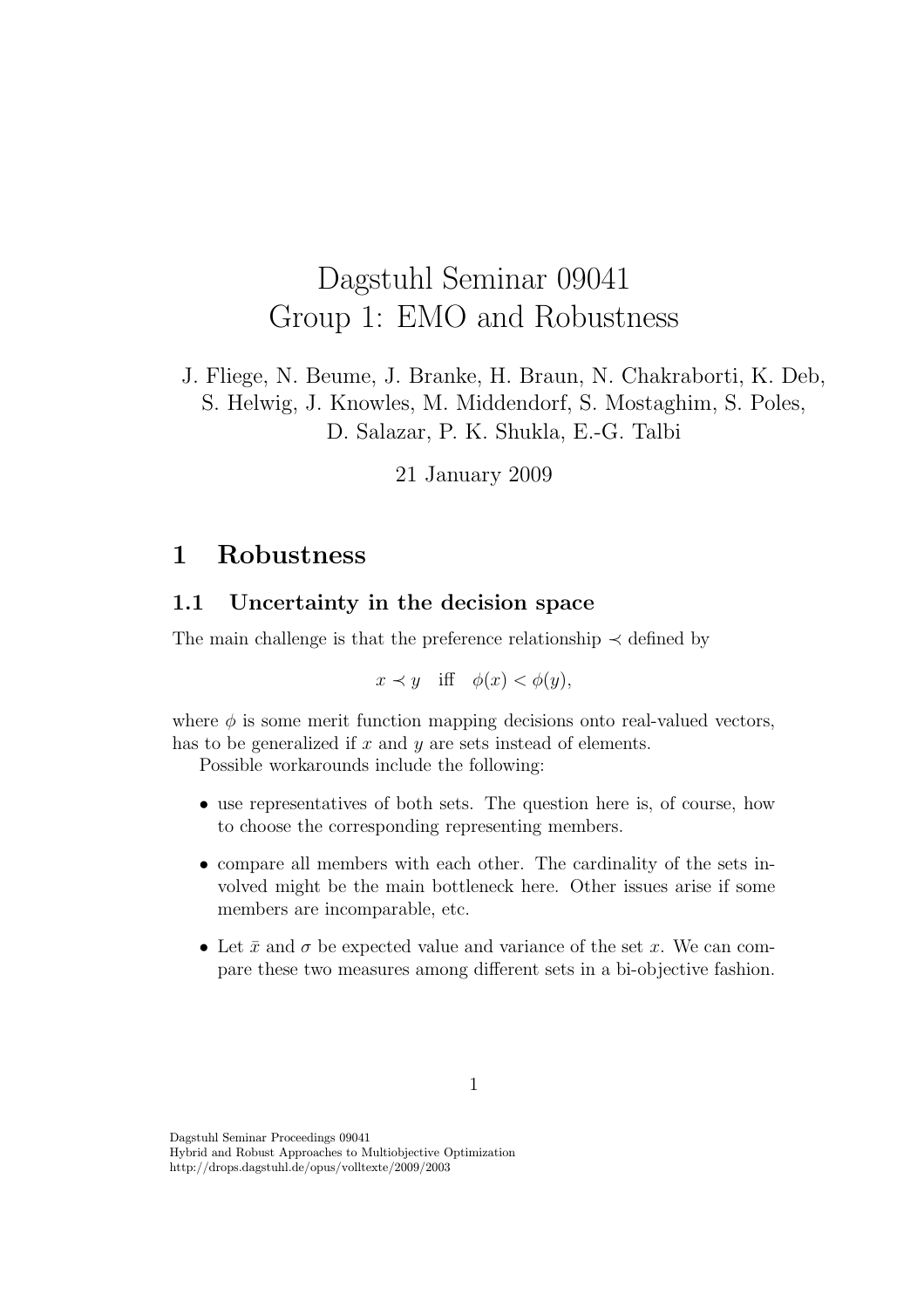# Dagstuhl Seminar 09041
# Group 1: EMO and Robustness

J. Fliege, N. Beume, J. Branke, H. Braun, N. Chakraborti, K. Deb, S. Helwig, J. Knowles, M. Middendorf, S. Mostaghim, S. Poles, D. Salazar, P. K. Shukla, E.-G. Talbi

21 January 2009

## 1 Robustness

### 1.1 Uncertainty in the decision space

The main challenge is that the preference relationship $\prec$ defined by

$$x \prec y \quad \text{iff} \quad \phi(x) < \phi(y),$$

where $\phi$ is some merit function mapping decisions onto real-valued vectors, has to be generalized if $x$ and $y$ are sets instead of elements.

Possible workarounds include the following:

- use representatives of both sets. The question here is, of course, how to choose the corresponding representing members.
- compare all members with each other. The cardinality of the sets involved might be the main bottleneck here. Other issues arise if some members are incomparable, etc.
- Let $\bar{x}$ and $\sigma$ be expected value and variance of the set $x$. We can compare these two measures among different sets in a bi-objective fashion.

Dagstuhl Seminar Proceedings 09041
Hybrid and Robust Approaches to Multiobjective Optimization
http://drops.dagstuhl.de/opus/volltexte/2009/2003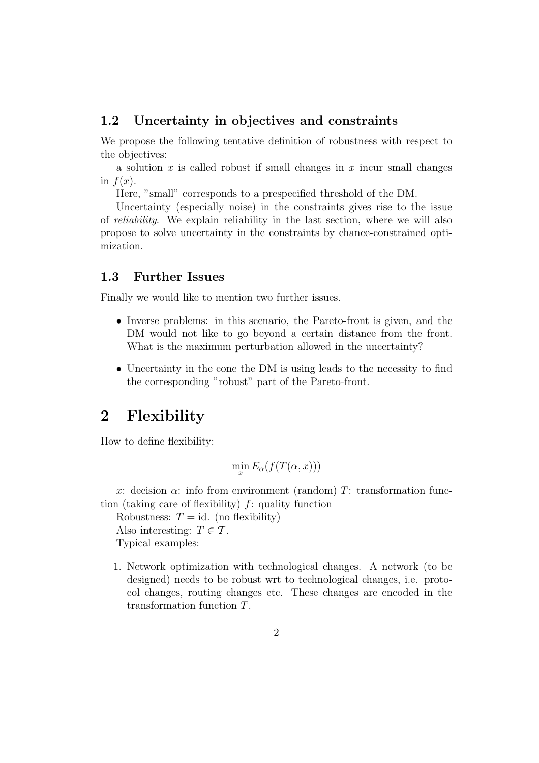### 1.2 Uncertainty in objectives and constraints

We propose the following tentative definition of robustness with respect to the objectives:

a solution $x$ is called robust if small changes in $x$ incur small changes in $f(x)$.

Here, "small" corresponds to a prespecified threshold of the DM.

Uncertainty (especially noise) in the constraints gives rise to the issue of *reliability*. We explain reliability in the last section, where we will also propose to solve uncertainty in the constraints by chance-constrained optimization.

### 1.3 Further Issues

Finally we would like to mention two further issues.

- Inverse problems: in this scenario, the Pareto-front is given, and the DM would not like to go beyond a certain distance from the front. What is the maximum perturbation allowed in the uncertainty?
- Uncertainty in the cone the DM is using leads to the necessity to find the corresponding "robust" part of the Pareto-front.

## 2 Flexibility

How to define flexibility:

$$\min_x E_\alpha(f(T(\alpha, x)))$$

$x$: decision $\alpha$: info from environment (random) $T$: transformation function (taking care of flexibility) $f$: quality function

Robustness: $T = \text{id}$. (no flexibility)

Also interesting: $T \in \mathcal{T}$.

Typical examples:

1. Network optimization with technological changes. A network (to be designed) needs to be robust wrt to technological changes, i.e. protocol changes, routing changes etc. These changes are encoded in the transformation function $T$.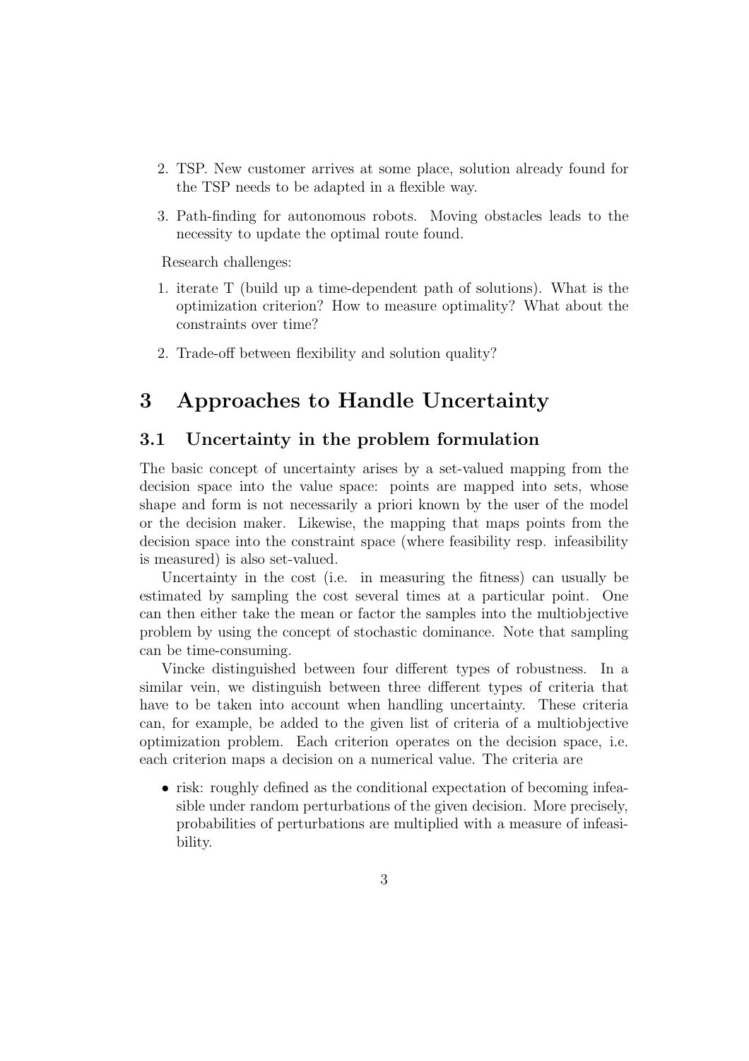2. TSP. New customer arrives at some place, solution already found for the TSP needs to be adapted in a flexible way.
3. Path-finding for autonomous robots. Moving obstacles leads to the necessity to update the optimal route found.

Research challenges:

1. iterate T (build up a time-dependent path of solutions). What is the optimization criterion? How to measure optimality? What about the constraints over time?
2. Trade-off between flexibility and solution quality?

# 3 Approaches to Handle Uncertainty

## 3.1 Uncertainty in the problem formulation

The basic concept of uncertainty arises by a set-valued mapping from the decision space into the value space: points are mapped into sets, whose shape and form is not necessarily a priori known by the user of the model or the decision maker. Likewise, the mapping that maps points from the decision space into the constraint space (where feasibility resp. infeasibility is measured) is also set-valued.

Uncertainty in the cost (i.e. in measuring the fitness) can usually be estimated by sampling the cost several times at a particular point. One can then either take the mean or factor the samples into the multiobjective problem by using the concept of stochastic dominance. Note that sampling can be time-consuming.

Vincke distinguished between four different types of robustness. In a similar vein, we distinguish between three different types of criteria that have to be taken into account when handling uncertainty. These criteria can, for example, be added to the given list of criteria of a multiobjective optimization problem. Each criterion operates on the decision space, i.e. each criterion maps a decision on a numerical value. The criteria are

- risk: roughly defined as the conditional expectation of becoming infeasible under random perturbations of the given decision. More precisely, probabilities of perturbations are multiplied with a measure of infeasibility.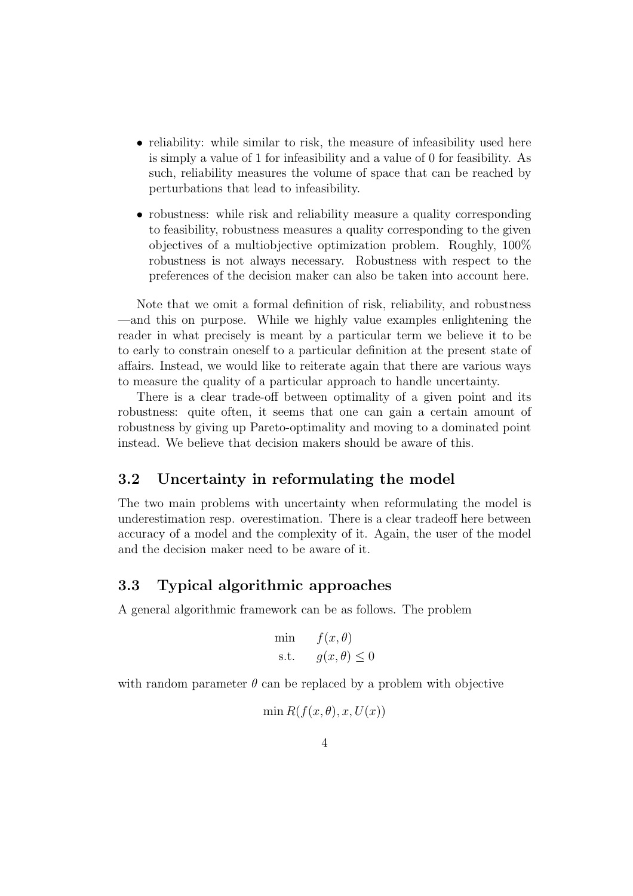- reliability: while similar to risk, the measure of infeasibility used here is simply a value of 1 for infeasibility and a value of 0 for feasibility. As such, reliability measures the volume of space that can be reached by perturbations that lead to infeasibility.
- robustness: while risk and reliability measure a quality corresponding to feasibility, robustness measures a quality corresponding to the given objectives of a multiobjective optimization problem. Roughly, 100% robustness is not always necessary. Robustness with respect to the preferences of the decision maker can also be taken into account here.

Note that we omit a formal definition of risk, reliability, and robustness —and this on purpose. While we highly value examples enlightening the reader in what precisely is meant by a particular term we believe it to be to early to constrain oneself to a particular definition at the present state of affairs. Instead, we would like to reiterate again that there are various ways to measure the quality of a particular approach to handle uncertainty.

There is a clear trade-off between optimality of a given point and its robustness: quite often, it seems that one can gain a certain amount of robustness by giving up Pareto-optimality and moving to a dominated point instead. We believe that decision makers should be aware of this.

### 3.2 Uncertainty in reformulating the model

The two main problems with uncertainty when reformulating the model is underestimation resp. overestimation. There is a clear tradeoff here between accuracy of a model and the complexity of it. Again, the user of the model and the decision maker need to be aware of it.

### 3.3 Typical algorithmic approaches

A general algorithmic framework can be as follows. The problem

$$\begin{aligned} \min \quad & f(x, \theta) \\ \text{s.t.} \quad & g(x, \theta) \leq 0 \end{aligned}$$

with random parameter $\theta$ can be replaced by a problem with objective

$$\min R(f(x, \theta), x, U(x))$$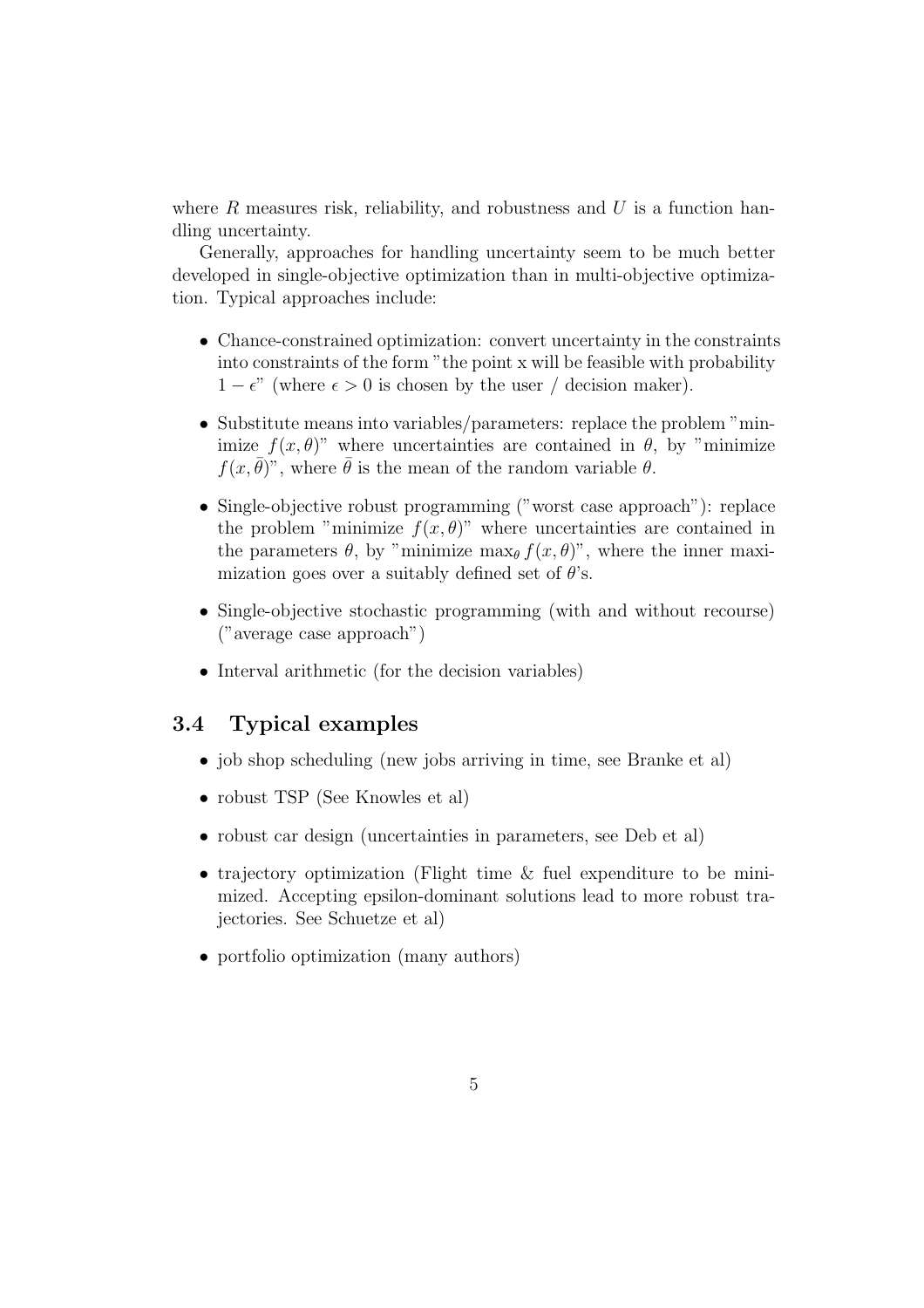where $R$ measures risk, reliability, and robustness and $U$ is a function handling uncertainty.

Generally, approaches for handling uncertainty seem to be much better developed in single-objective optimization than in multi-objective optimization. Typical approaches include:

- Chance-constrained optimization: convert uncertainty in the constraints into constraints of the form "the point x will be feasible with probability $1 - \epsilon$" (where $\epsilon > 0$ is chosen by the user / decision maker).
- Substitute means into variables/parameters: replace the problem "minimize $f(x, \theta)$" where uncertainties are contained in $\theta$, by "minimize $f(x, \bar{\theta})$", where $\bar{\theta}$ is the mean of the random variable $\theta$.
- Single-objective robust programming ("worst case approach"): replace the problem "minimize $f(x, \theta)$" where uncertainties are contained in the parameters $\theta$, by "minimize $\max_\theta f(x, \theta)$", where the inner maximization goes over a suitably defined set of $\theta$'s.
- Single-objective stochastic programming (with and without recourse) ("average case approach")
- Interval arithmetic (for the decision variables)

### 3.4 Typical examples

- job shop scheduling (new jobs arriving in time, see Branke et al)
- robust TSP (See Knowles et al)
- robust car design (uncertainties in parameters, see Deb et al)
- trajectory optimization (Flight time & fuel expenditure to be minimized. Accepting epsilon-dominant solutions lead to more robust trajectories. See Schuetze et al)
- portfolio optimization (many authors)